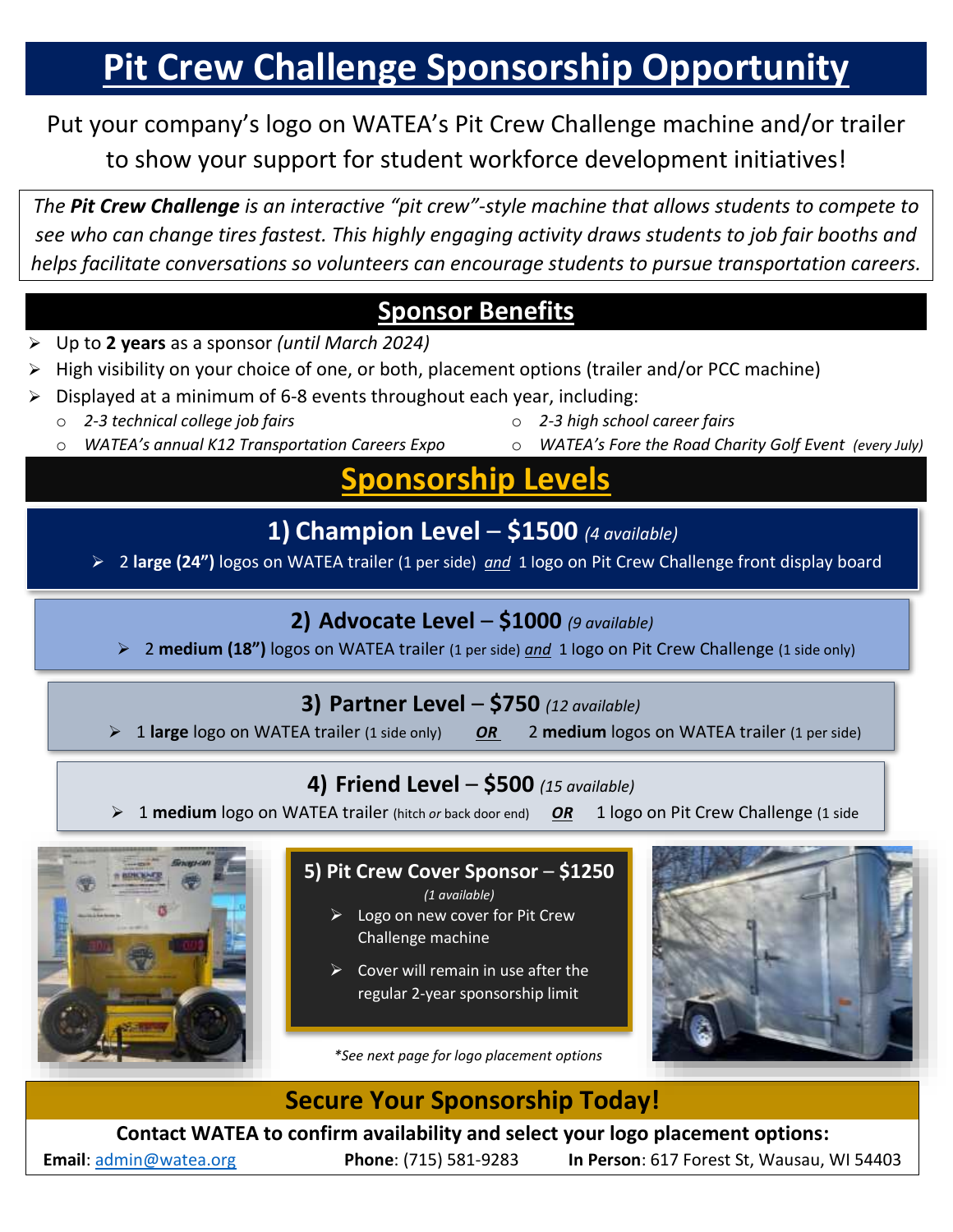# Pit Crew Challenge Sponsorship Opportunity

Put your company's logo on WATEA's Pit Crew Challenge machine and/or trailer to show your support for student workforce development initiatives!

*The **Pit Crew Challenge** is an interactive "pit crew"-style machine that allows students to compete to see who can change tires fastest. This highly engaging activity draws students to job fair booths and helps facilitate conversations so volunteers can encourage students to pursue transportation careers.*

## Sponsor Benefits

- Up to **2 years** as a sponsor *(until March 2024)*
- High visibility on your choice of one, or both, placement options (trailer and/or PCC machine)
- Displayed at a minimum of 6-8 events throughout each year, including:
  - *2-3 technical college job fairs*
  - *2-3 high school career fairs*
  - *WATEA's annual K12 Transportation Careers Expo*
  - *WATEA's Fore the Road Charity Golf Event (every July)*

## Sponsorship Levels

### 1) Champion Level – $1500 *(4 available)*

- 2 **large (24")** logos on WATEA trailer (1 per side) *and* 1 logo on Pit Crew Challenge front display board

### 2) Advocate Level – $1000 *(9 available)*

- 2 **medium (18")** logos on WATEA trailer (1 per side) *and* 1 logo on Pit Crew Challenge (1 side only)

### 3) Partner Level – $750 *(12 available)*

- 1 **large** logo on WATEA trailer (1 side only) ***OR*** 2 **medium** logos on WATEA trailer (1 per side)

### 4) Friend Level – $500 *(15 available)*

- 1 **medium** logo on WATEA trailer (hitch *or* back door end) ***OR*** 1 logo on Pit Crew Challenge (1 side

### 5) Pit Crew Cover Sponsor – $1250

*(1 available)*

- Logo on new cover for Pit Crew Challenge machine
- Cover will remain in use after the regular 2-year sponsorship limit

*\*See next page for logo placement options*

## Secure Your Sponsorship Today!

**Contact WATEA to confirm availability and select your logo placement options:**

**Email**: admin@watea.org **Phone**: (715) 581-9283 **In Person**: 617 Forest St, Wausau, WI 54403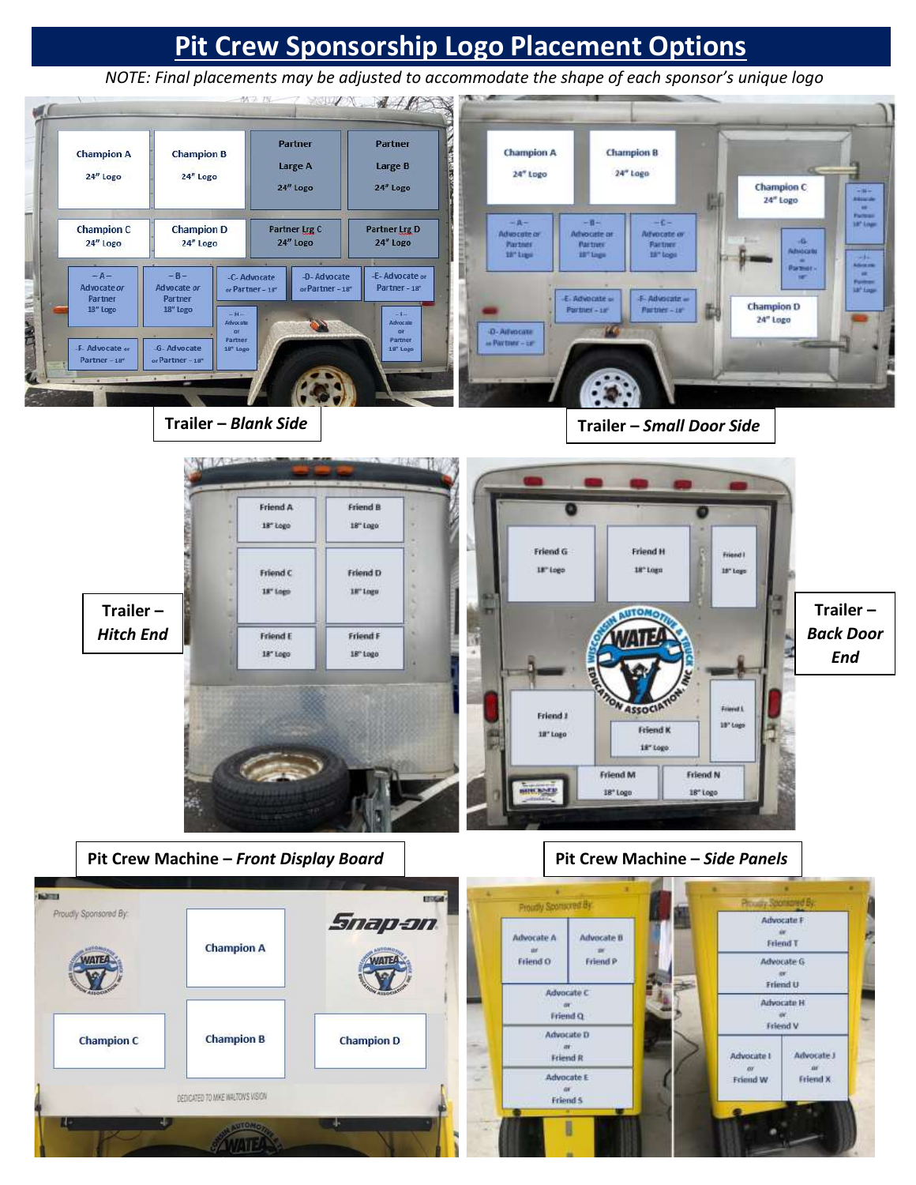# Pit Crew Sponsorship Logo Placement Options

*NOTE: Final placements may be adjusted to accommodate the shape of each sponsor's unique logo*

Champion A
24" Logo

Champion B
24" Logo

Partner
Large A
24" Logo

Partner
Large B
24" Logo

Champion C
24" Logo

Champion D
24" Logo

Partner Lrg C
24" Logo

Partner Lrg D
24" Logo

– A –
Advocate or
Partner
18" Logo

– B –
Advocate or
Partner
18" Logo

-C- Advocate or Partner – 18"

-D- Advocate or Partner – 18"

-E- Advocate or Partner – 18"

– H –
Advocate
or
Partner
18" Logo

– I –
Advocate
or
Partner
18" Logo

-F- Advocate or Partner – 18"

-G- Advocate or Partner – 18"

**Trailer – *Blank Side***

Champion A
24" Logo

Champion B
24" Logo

– A –
Advocate or
Partner
18" Logo

– B –
Advocate or
Partner
18" Logo

– C –
Advocate or
Partner
18" Logo

Champion C
24" Logo

– H –
Advocate
or
Partner
18" Logo

-G-
Advocate
or
Partner -
18"

– I –
Advocate
or
Partner
18" Logo

-E- Advocate or Partner – 18"

-F- Advocate or Partner – 18"

Champion D
24" Logo

-D- Advocate or Partner – 18"

**Trailer – *Small Door Side***

**Trailer – *Hitch End***

Friend A
18" Logo

Friend B
18" Logo

Friend C
18" Logo

Friend D
18" Logo

Friend E
18" Logo

Friend F
18" Logo

**Trailer – *Back Door End***

Friend G
18" Logo

Friend H
18" Logo

Friend I
18" Logo

Friend J
18" Logo

Friend K
18" Logo

Friend L
18" Logo

Friend M
18" Logo

Friend N
18" Logo

**Pit Crew Machine – *Front Display Board***

Proudly Sponsored By:

Champion A

Champion C

Champion B

Champion D

DEDICATED TO MIKE WALTON'S VISION

**Pit Crew Machine – *Side Panels***

Proudly Sponsored By

Advocate A
or
Friend O

Advocate B
or
Friend P

Advocate C
or
Friend Q

Advocate D
or
Friend R

Advocate E
or
Friend S

Proudly Sponsored By

Advocate F
or
Friend T

Advocate G
or
Friend U

Advocate H
or
Friend V

Advocate I
or
Friend W

Advocate J
or
Friend X